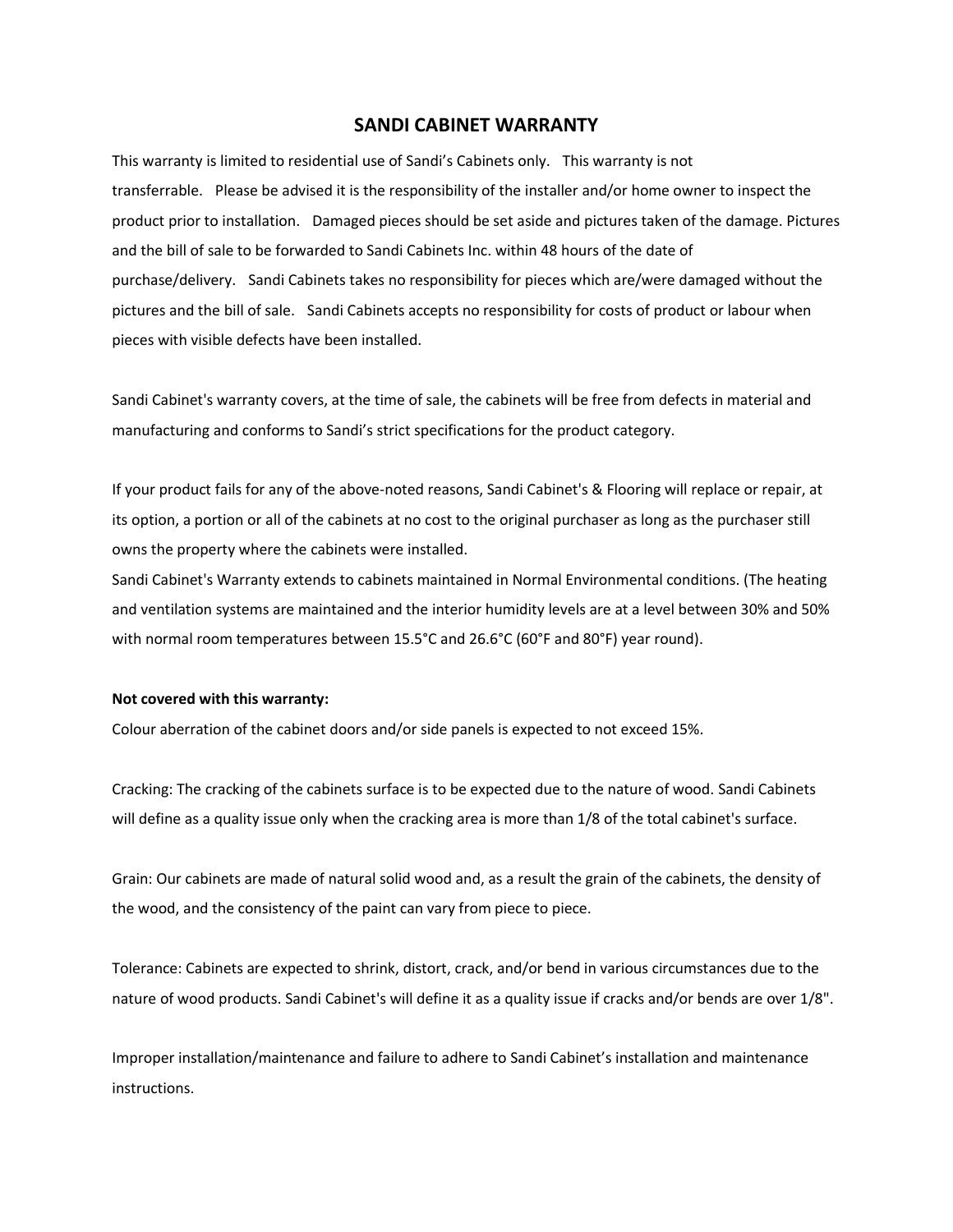# SANDI CABINET WARRANTY

This warranty is limited to residential use of Sandi's Cabinets only. This warranty is not transferrable. Please be advised it is the responsibility of the installer and/or home owner to inspect the product prior to installation. Damaged pieces should be set aside and pictures taken of the damage. Pictures and the bill of sale to be forwarded to Sandi Cabinets Inc. within 48 hours of the date of purchase/delivery. Sandi Cabinets takes no responsibility for pieces which are/were damaged without the pictures and the bill of sale. Sandi Cabinets accepts no responsibility for costs of product or labour when pieces with visible defects have been installed.

Sandi Cabinet's warranty covers, at the time of sale, the cabinets will be free from defects in material and manufacturing and conforms to Sandi's strict specifications for the product category.

If your product fails for any of the above-noted reasons, Sandi Cabinet's & Flooring will replace or repair, at its option, a portion or all of the cabinets at no cost to the original purchaser as long as the purchaser still owns the property where the cabinets were installed.
Sandi Cabinet's Warranty extends to cabinets maintained in Normal Environmental conditions. (The heating and ventilation systems are maintained and the interior humidity levels are at a level between 30% and 50% with normal room temperatures between 15.5°C and 26.6°C (60°F and 80°F) year round).

**Not covered with this warranty:**

Colour aberration of the cabinet doors and/or side panels is expected to not exceed 15%.

Cracking: The cracking of the cabinets surface is to be expected due to the nature of wood. Sandi Cabinets will define as a quality issue only when the cracking area is more than 1/8 of the total cabinet's surface.

Grain: Our cabinets are made of natural solid wood and, as a result the grain of the cabinets, the density of the wood, and the consistency of the paint can vary from piece to piece.

Tolerance: Cabinets are expected to shrink, distort, crack, and/or bend in various circumstances due to the nature of wood products. Sandi Cabinet's will define it as a quality issue if cracks and/or bends are over 1/8".

Improper installation/maintenance and failure to adhere to Sandi Cabinet's installation and maintenance instructions.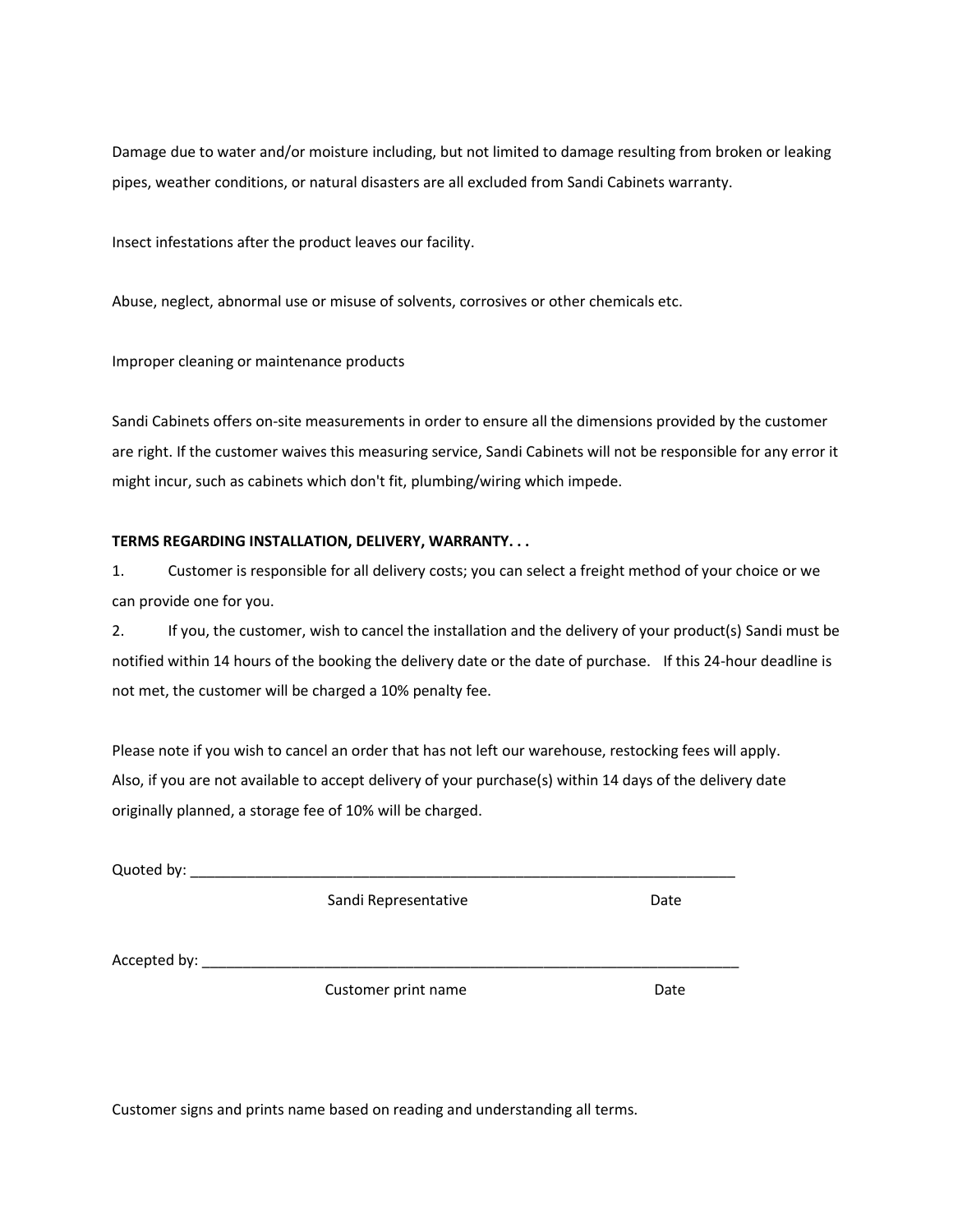Damage due to water and/or moisture including, but not limited to damage resulting from broken or leaking pipes, weather conditions, or natural disasters are all excluded from Sandi Cabinets warranty.

Insect infestations after the product leaves our facility.

Abuse, neglect, abnormal use or misuse of solvents, corrosives or other chemicals etc.

Improper cleaning or maintenance products

Sandi Cabinets offers on-site measurements in order to ensure all the dimensions provided by the customer are right. If the customer waives this measuring service, Sandi Cabinets will not be responsible for any error it might incur, such as cabinets which don't fit, plumbing/wiring which impede.

**TERMS REGARDING INSTALLATION, DELIVERY, WARRANTY. . .**

1. Customer is responsible for all delivery costs; you can select a freight method of your choice or we can provide one for you.
2. If you, the customer, wish to cancel the installation and the delivery of your product(s) Sandi must be notified within 14 hours of the booking the delivery date or the date of purchase. If this 24-hour deadline is not met, the customer will be charged a 10% penalty fee.

Please note if you wish to cancel an order that has not left our warehouse, restocking fees will apply.
Also, if you are not available to accept delivery of your purchase(s) within 14 days of the delivery date originally planned, a storage fee of 10% will be charged.

Quoted by: ______________________________________________________________________

Sandi Representative Date

Accepted by: ____________________________________________________________________

Customer print name Date

Customer signs and prints name based on reading and understanding all terms.